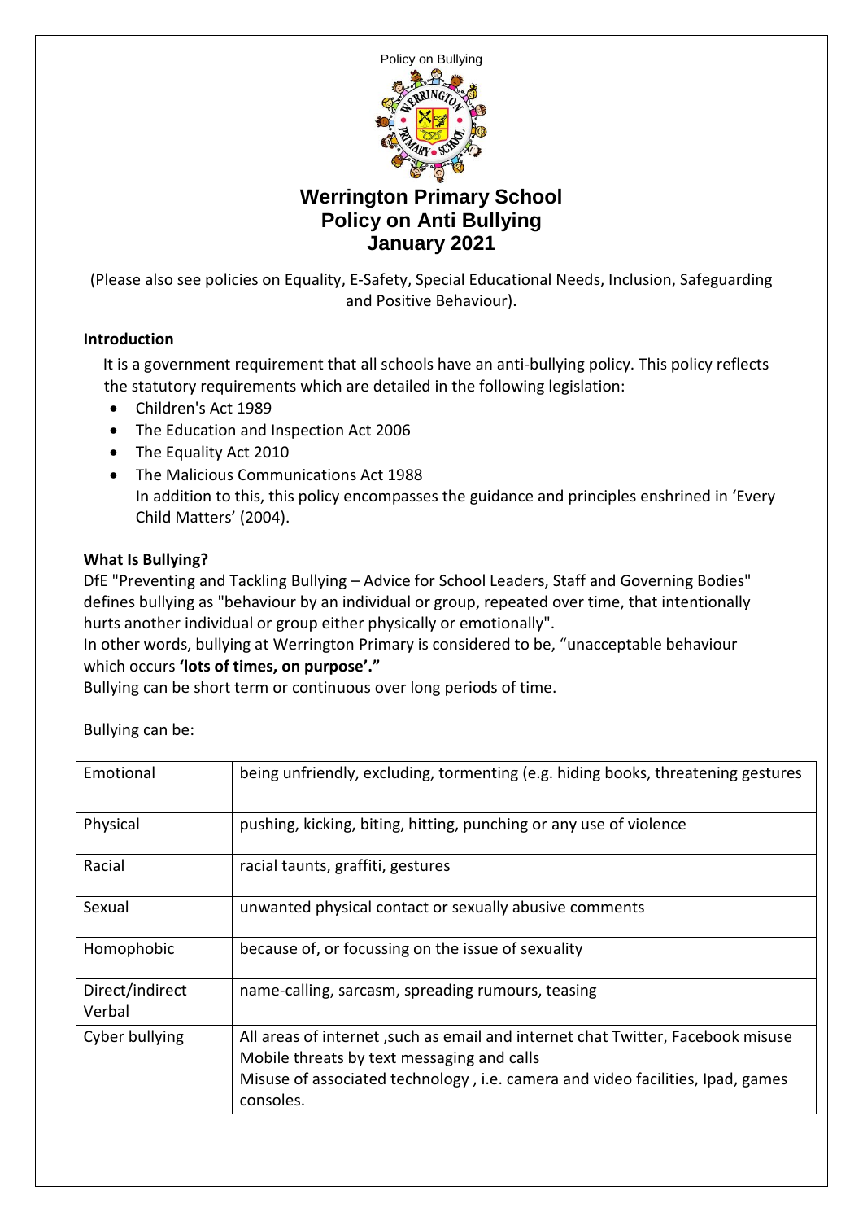Policy on Bullying

# Werrington Primary School
# Policy on Anti Bullying
# January 2021

(Please also see policies on Equality, E-Safety, Special Educational Needs, Inclusion, Safeguarding and Positive Behaviour).

**Introduction**

It is a government requirement that all schools have an anti-bullying policy. This policy reflects the statutory requirements which are detailed in the following legislation:

- Children's Act 1989
- The Education and Inspection Act 2006
- The Equality Act 2010
- The Malicious Communications Act 1988
  In addition to this, this policy encompasses the guidance and principles enshrined in 'Every Child Matters' (2004).

**What Is Bullying?**

DfE "Preventing and Tackling Bullying – Advice for School Leaders, Staff and Governing Bodies" defines bullying as "behaviour by an individual or group, repeated over time, that intentionally hurts another individual or group either physically or emotionally".
In other words, bullying at Werrington Primary is considered to be, "unacceptable behaviour which occurs **'lots of times, on purpose'."**
Bullying can be short term or continuous over long periods of time.

Bullying can be:

| | |
|---|---|
| Emotional | being unfriendly, excluding, tormenting (e.g. hiding books, threatening gestures |
| Physical | pushing, kicking, biting, hitting, punching or any use of violence |
| Racial | racial taunts, graffiti, gestures |
| Sexual | unwanted physical contact or sexually abusive comments |
| Homophobic | because of, or focussing on the issue of sexuality |
| Direct/indirect Verbal | name-calling, sarcasm, spreading rumours, teasing |
| Cyber bullying | All areas of internet ,such as email and internet chat Twitter, Facebook misuse Mobile threats by text messaging and calls Misuse of associated technology , i.e. camera and video facilities, Ipad, games consoles. |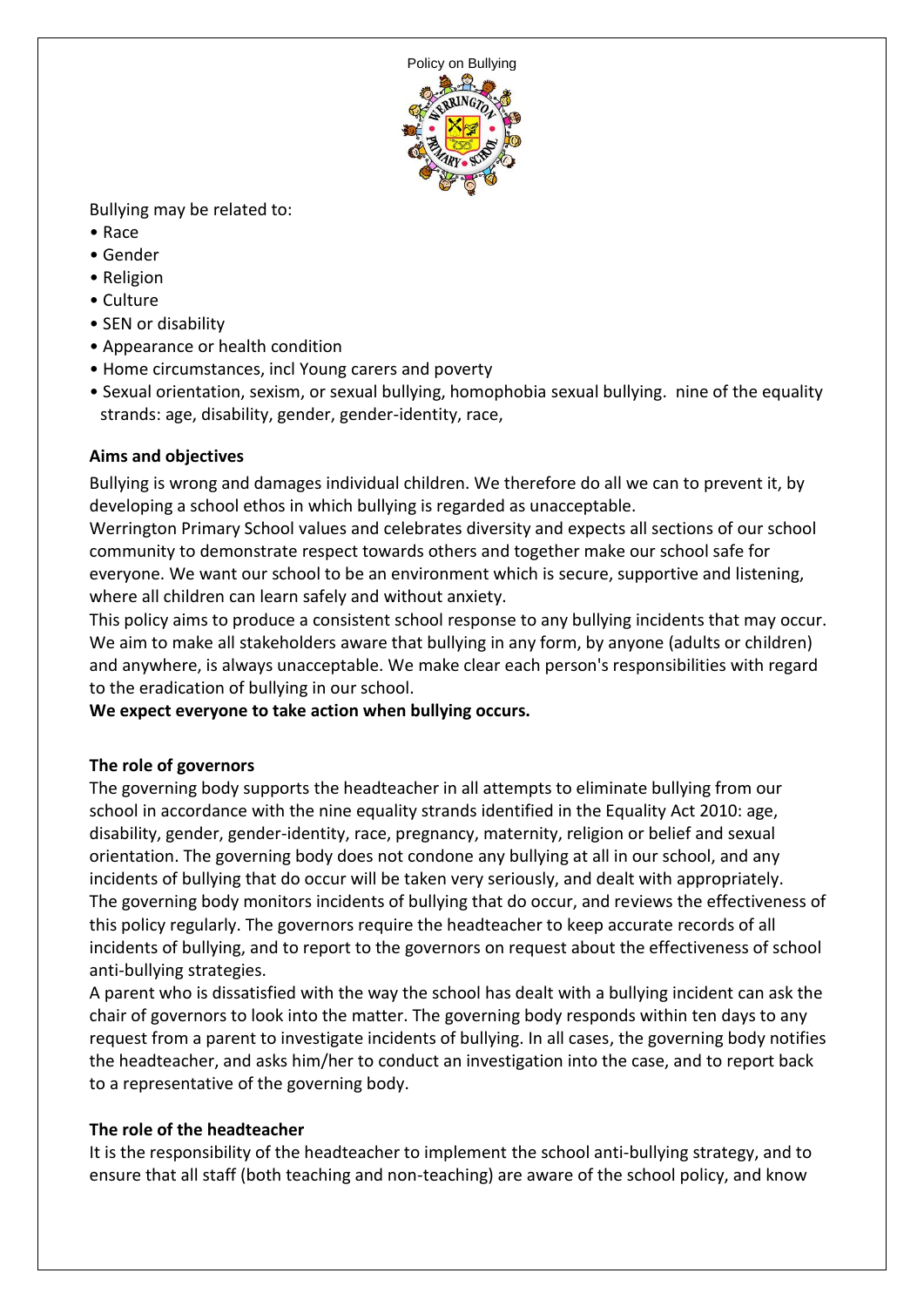Bullying may be related to:

- Race
- Gender
- Religion
- Culture
- SEN or disability
- Appearance or health condition
- Home circumstances, incl Young carers and poverty
- Sexual orientation, sexism, or sexual bullying, homophobia sexual bullying. nine of the equality strands: age, disability, gender, gender-identity, race,

**Aims and objectives**

Bullying is wrong and damages individual children. We therefore do all we can to prevent it, by developing a school ethos in which bullying is regarded as unacceptable.

Werrington Primary School values and celebrates diversity and expects all sections of our school community to demonstrate respect towards others and together make our school safe for everyone. We want our school to be an environment which is secure, supportive and listening, where all children can learn safely and without anxiety.

This policy aims to produce a consistent school response to any bullying incidents that may occur. We aim to make all stakeholders aware that bullying in any form, by anyone (adults or children) and anywhere, is always unacceptable. We make clear each person's responsibilities with regard to the eradication of bullying in our school.

**We expect everyone to take action when bullying occurs.**

**The role of governors**

The governing body supports the headteacher in all attempts to eliminate bullying from our school in accordance with the nine equality strands identified in the Equality Act 2010: age, disability, gender, gender-identity, race, pregnancy, maternity, religion or belief and sexual orientation. The governing body does not condone any bullying at all in our school, and any incidents of bullying that do occur will be taken very seriously, and dealt with appropriately.

The governing body monitors incidents of bullying that do occur, and reviews the effectiveness of this policy regularly. The governors require the headteacher to keep accurate records of all incidents of bullying, and to report to the governors on request about the effectiveness of school anti-bullying strategies.

A parent who is dissatisfied with the way the school has dealt with a bullying incident can ask the chair of governors to look into the matter. The governing body responds within ten days to any request from a parent to investigate incidents of bullying. In all cases, the governing body notifies the headteacher, and asks him/her to conduct an investigation into the case, and to report back to a representative of the governing body.

**The role of the headteacher**

It is the responsibility of the headteacher to implement the school anti-bullying strategy, and to ensure that all staff (both teaching and non-teaching) are aware of the school policy, and know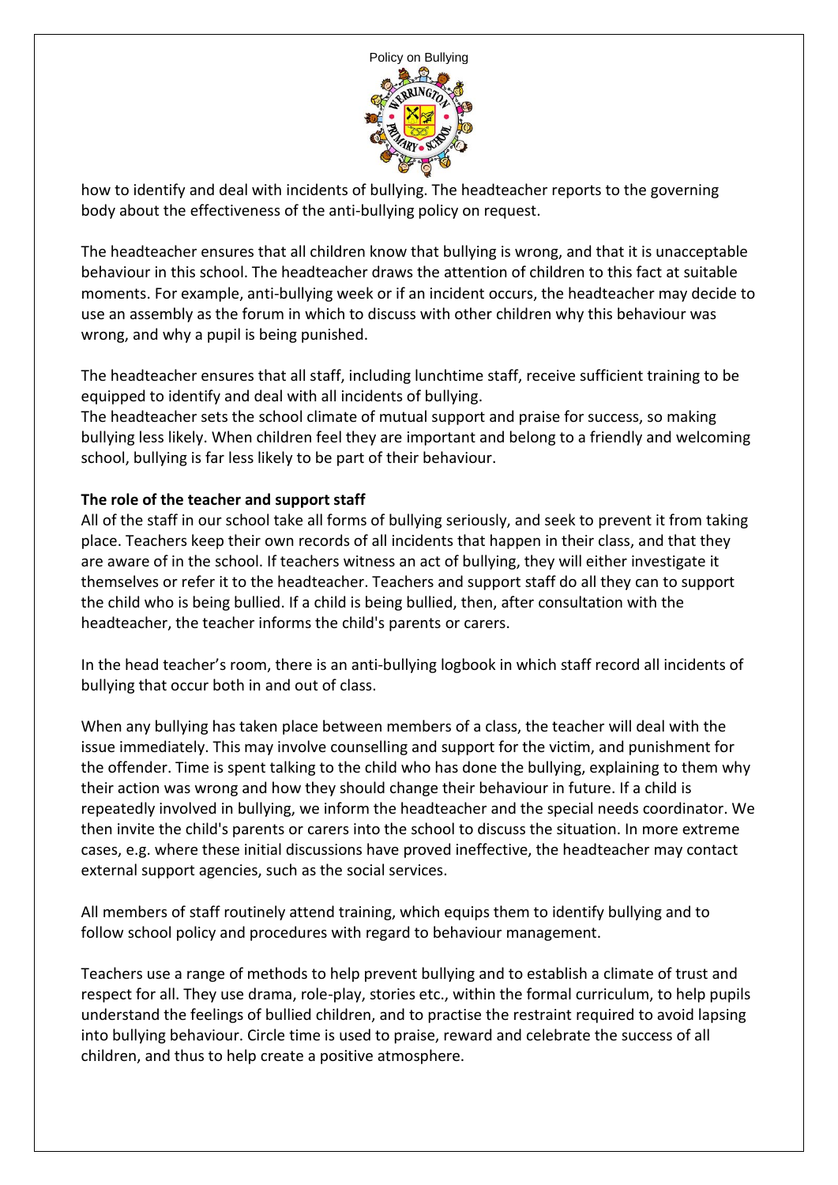how to identify and deal with incidents of bullying. The headteacher reports to the governing body about the effectiveness of the anti-bullying policy on request.

The headteacher ensures that all children know that bullying is wrong, and that it is unacceptable behaviour in this school. The headteacher draws the attention of children to this fact at suitable moments. For example, anti-bullying week or if an incident occurs, the headteacher may decide to use an assembly as the forum in which to discuss with other children why this behaviour was wrong, and why a pupil is being punished.

The headteacher ensures that all staff, including lunchtime staff, receive sufficient training to be equipped to identify and deal with all incidents of bullying.
The headteacher sets the school climate of mutual support and praise for success, so making bullying less likely. When children feel they are important and belong to a friendly and welcoming school, bullying is far less likely to be part of their behaviour.

**The role of the teacher and support staff**
All of the staff in our school take all forms of bullying seriously, and seek to prevent it from taking place. Teachers keep their own records of all incidents that happen in their class, and that they are aware of in the school. If teachers witness an act of bullying, they will either investigate it themselves or refer it to the headteacher. Teachers and support staff do all they can to support the child who is being bullied. If a child is being bullied, then, after consultation with the headteacher, the teacher informs the child's parents or carers.

In the head teacher's room, there is an anti-bullying logbook in which staff record all incidents of bullying that occur both in and out of class.

When any bullying has taken place between members of a class, the teacher will deal with the issue immediately. This may involve counselling and support for the victim, and punishment for the offender. Time is spent talking to the child who has done the bullying, explaining to them why their action was wrong and how they should change their behaviour in future. If a child is repeatedly involved in bullying, we inform the headteacher and the special needs coordinator. We then invite the child's parents or carers into the school to discuss the situation. In more extreme cases, e.g. where these initial discussions have proved ineffective, the headteacher may contact external support agencies, such as the social services.

All members of staff routinely attend training, which equips them to identify bullying and to follow school policy and procedures with regard to behaviour management.

Teachers use a range of methods to help prevent bullying and to establish a climate of trust and respect for all. They use drama, role-play, stories etc., within the formal curriculum, to help pupils understand the feelings of bullied children, and to practise the restraint required to avoid lapsing into bullying behaviour. Circle time is used to praise, reward and celebrate the success of all children, and thus to help create a positive atmosphere.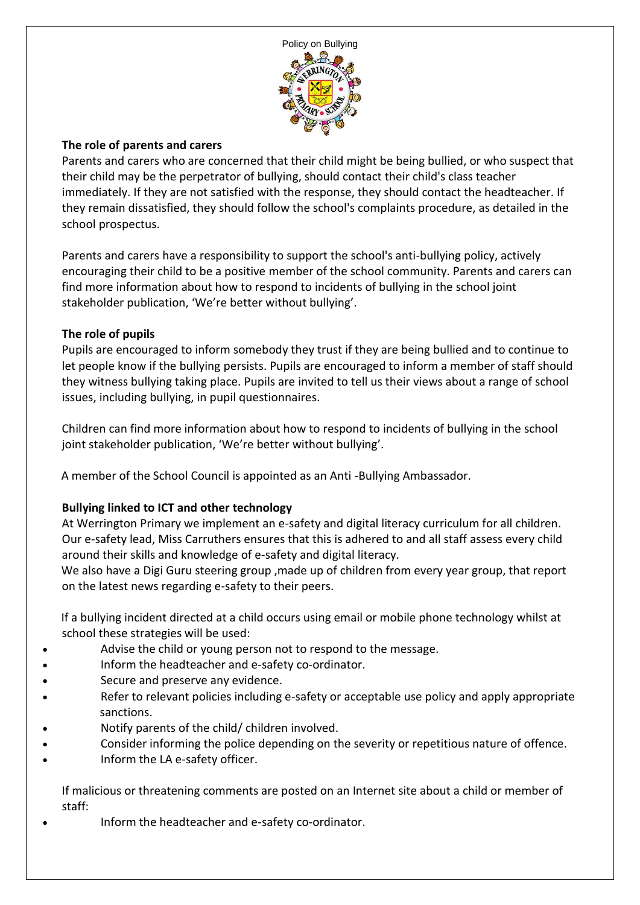### The role of parents and carers

Parents and carers who are concerned that their child might be being bullied, or who suspect that their child may be the perpetrator of bullying, should contact their child's class teacher immediately. If they are not satisfied with the response, they should contact the headteacher. If they remain dissatisfied, they should follow the school's complaints procedure, as detailed in the school prospectus.

Parents and carers have a responsibility to support the school's anti-bullying policy, actively encouraging their child to be a positive member of the school community. Parents and carers can find more information about how to respond to incidents of bullying in the school joint stakeholder publication, 'We're better without bullying'.

### The role of pupils

Pupils are encouraged to inform somebody they trust if they are being bullied and to continue to let people know if the bullying persists. Pupils are encouraged to inform a member of staff should they witness bullying taking place. Pupils are invited to tell us their views about a range of school issues, including bullying, in pupil questionnaires.

Children can find more information about how to respond to incidents of bullying in the school joint stakeholder publication, 'We're better without bullying'.

A member of the School Council is appointed as an Anti -Bullying Ambassador.

### Bullying linked to ICT and other technology

At Werrington Primary we implement an e-safety and digital literacy curriculum for all children. Our e-safety lead, Miss Carruthers ensures that this is adhered to and all staff assess every child around their skills and knowledge of e-safety and digital literacy.
We also have a Digi Guru steering group ,made up of children from every year group, that report on the latest news regarding e-safety to their peers.

If a bullying incident directed at a child occurs using email or mobile phone technology whilst at school these strategies will be used:

- Advise the child or young person not to respond to the message.
- Inform the headteacher and e-safety co-ordinator.
- Secure and preserve any evidence.
- Refer to relevant policies including e-safety or acceptable use policy and apply appropriate sanctions.
- Notify parents of the child/ children involved.
- Consider informing the police depending on the severity or repetitious nature of offence.
- Inform the LA e-safety officer.

If malicious or threatening comments are posted on an Internet site about a child or member of staff:

- Inform the headteacher and e-safety co-ordinator.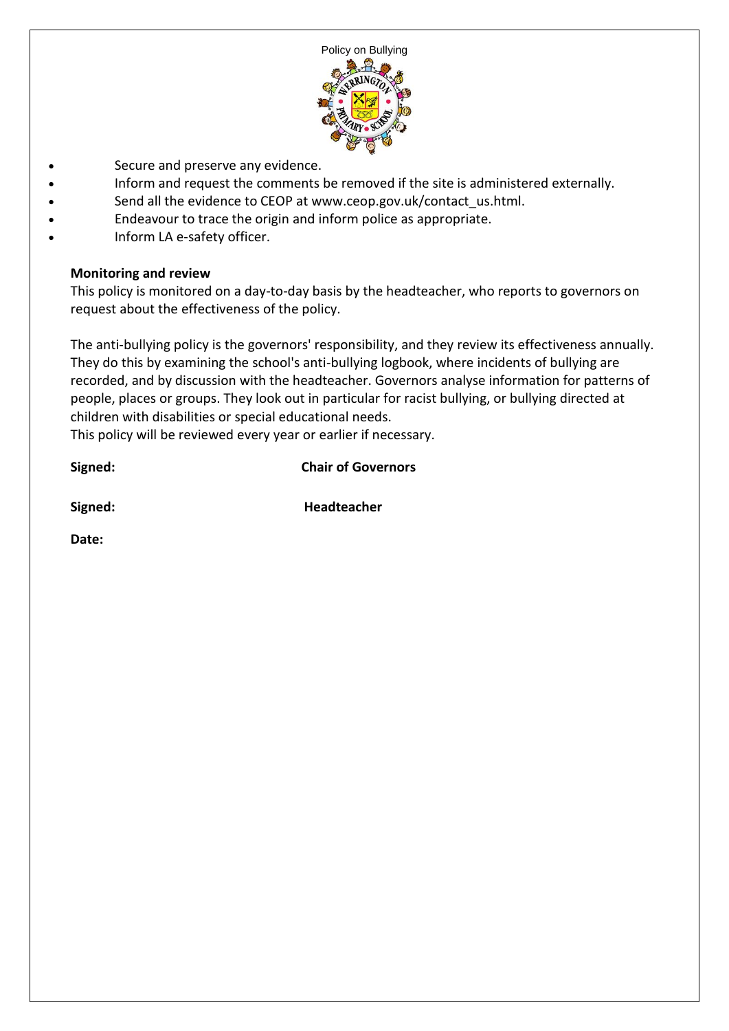- Secure and preserve any evidence.
- Inform and request the comments be removed if the site is administered externally.
- Send all the evidence to CEOP at www.ceop.gov.uk/contact_us.html.
- Endeavour to trace the origin and inform police as appropriate.
- Inform LA e-safety officer.

**Monitoring and review**

This policy is monitored on a day-to-day basis by the headteacher, who reports to governors on request about the effectiveness of the policy.

The anti-bullying policy is the governors' responsibility, and they review its effectiveness annually. They do this by examining the school's anti-bullying logbook, where incidents of bullying are recorded, and by discussion with the headteacher. Governors analyse information for patterns of people, places or groups. They look out in particular for racist bullying, or bullying directed at children with disabilities or special educational needs.
This policy will be reviewed every year or earlier if necessary.

**Signed:** **Chair of Governors**

**Signed:** **Headteacher**

**Date:**